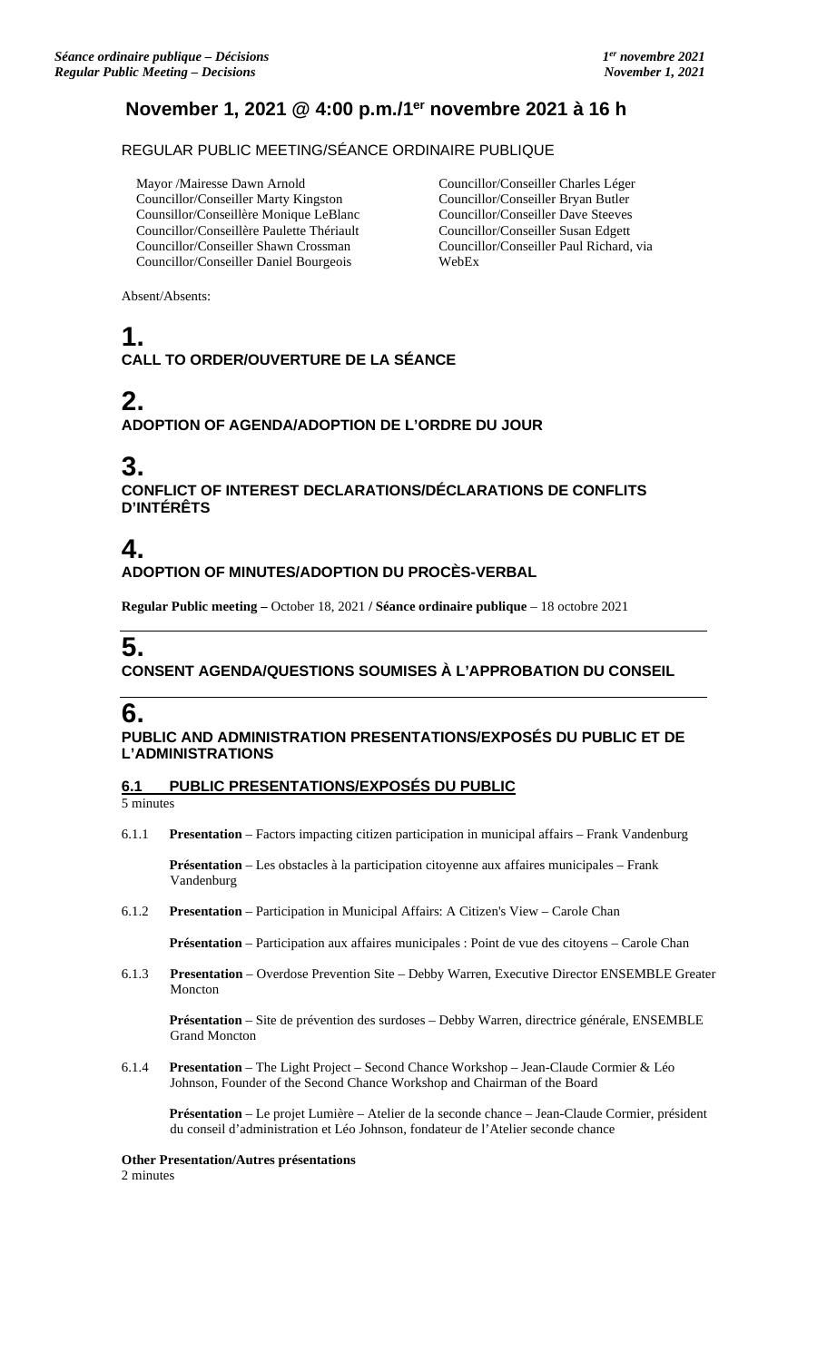# November 1, 2021 @ 4:00 p.m./1er novembre 2021 à 16 h

REGULAR PUBLIC MEETING/SÉANCE ORDINAIRE PUBLIQUE

Mayor /Mairesse Dawn Arnold
Councillor/Conseiller Marty Kingston
Counsillor/Conseillère Monique LeBlanc
Councillor/Conseillère Paulette Thériault
Councillor/Conseiller Shawn Crossman
Councillor/Conseiller Daniel Bourgeois
Councillor/Conseiller Charles Léger
Councillor/Conseiller Bryan Butler
Councillor/Conseiller Dave Steeves
Councillor/Conseiller Susan Edgett
Councillor/Conseiller Paul Richard, via WebEx

Absent/Absents:

## 1. CALL TO ORDER/OUVERTURE DE LA SÉANCE

## 2. ADOPTION OF AGENDA/ADOPTION DE L'ORDRE DU JOUR

## 3. CONFLICT OF INTEREST DECLARATIONS/DÉCLARATIONS DE CONFLITS D'INTÉRÊTS

## 4. ADOPTION OF MINUTES/ADOPTION DU PROCÈS-VERBAL

**Regular Public meeting –** October 18, 2021 **/ Séance ordinaire publique** – 18 octobre 2021

## 5. CONSENT AGENDA/QUESTIONS SOUMISES À L'APPROBATION DU CONSEIL

## 6. PUBLIC AND ADMINISTRATION PRESENTATIONS/EXPOSÉS DU PUBLIC ET DE L'ADMINISTRATIONS

### 6.1 PUBLIC PRESENTATIONS/EXPOSÉS DU PUBLIC

5 minutes

6.1.1 **Presentation** – Factors impacting citizen participation in municipal affairs – Frank Vandenburg

**Présentation** – Les obstacles à la participation citoyenne aux affaires municipales – Frank Vandenburg

6.1.2 **Presentation** – Participation in Municipal Affairs: A Citizen's View – Carole Chan

**Présentation** – Participation aux affaires municipales : Point de vue des citoyens – Carole Chan

6.1.3 **Presentation** – Overdose Prevention Site – Debby Warren, Executive Director ENSEMBLE Greater Moncton

**Présentation** – Site de prévention des surdoses – Debby Warren, directrice générale, ENSEMBLE Grand Moncton

6.1.4 **Presentation** – The Light Project – Second Chance Workshop – Jean-Claude Cormier & Léo Johnson, Founder of the Second Chance Workshop and Chairman of the Board

**Présentation** – Le projet Lumière – Atelier de la seconde chance – Jean-Claude Cormier, président du conseil d'administration et Léo Johnson, fondateur de l'Atelier seconde chance

**Other Presentation/Autres présentations**
2 minutes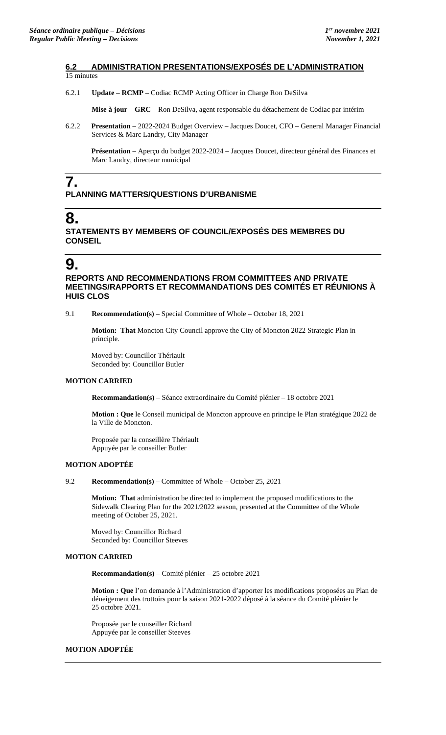## 6.2 ADMINISTRATION PRESENTATIONS/EXPOSÉS DE L'ADMINISTRATION

15 minutes

6.2.1 **Update** – **RCMP** – Codiac RCMP Acting Officer in Charge Ron DeSilva

**Mise à jour** – **GRC** – Ron DeSilva, agent responsable du détachement de Codiac par intérim

6.2.2 **Presentation** – 2022-2024 Budget Overview – Jacques Doucet, CFO – General Manager Financial Services & Marc Landry, City Manager

**Présentation** – Aperçu du budget 2022-2024 – Jacques Doucet, directeur général des Finances et Marc Landry, directeur municipal

# 7.

## PLANNING MATTERS/QUESTIONS D'URBANISME

# 8.

## STATEMENTS BY MEMBERS OF COUNCIL/EXPOSÉS DES MEMBRES DU CONSEIL

# 9.

## REPORTS AND RECOMMENDATIONS FROM COMMITTEES AND PRIVATE MEETINGS/RAPPORTS ET RECOMMANDATIONS DES COMITÉS ET RÉUNIONS À HUIS CLOS

9.1 **Recommendation(s)** – Special Committee of Whole – October 18, 2021

**Motion: That** Moncton City Council approve the City of Moncton 2022 Strategic Plan in principle.

Moved by: Councillor Thériault
Seconded by: Councillor Butler

**MOTION CARRIED**

**Recommandation(s)** – Séance extraordinaire du Comité plénier – 18 octobre 2021

**Motion : Que** le Conseil municipal de Moncton approuve en principe le Plan stratégique 2022 de la Ville de Moncton.

Proposée par la conseillère Thériault
Appuyée par le conseiller Butler

**MOTION ADOPTÉE**

9.2 **Recommendation(s)** – Committee of Whole – October 25, 2021

**Motion: That** administration be directed to implement the proposed modifications to the Sidewalk Clearing Plan for the 2021/2022 season, presented at the Committee of the Whole meeting of October 25, 2021.

Moved by: Councillor Richard
Seconded by: Councillor Steeves

**MOTION CARRIED**

**Recommandation(s)** – Comité plénier – 25 octobre 2021

**Motion : Que** l'on demande à l'Administration d'apporter les modifications proposées au Plan de déneigement des trottoirs pour la saison 2021-2022 déposé à la séance du Comité plénier le 25 octobre 2021.

Proposée par le conseiller Richard
Appuyée par le conseiller Steeves

**MOTION ADOPTÉE**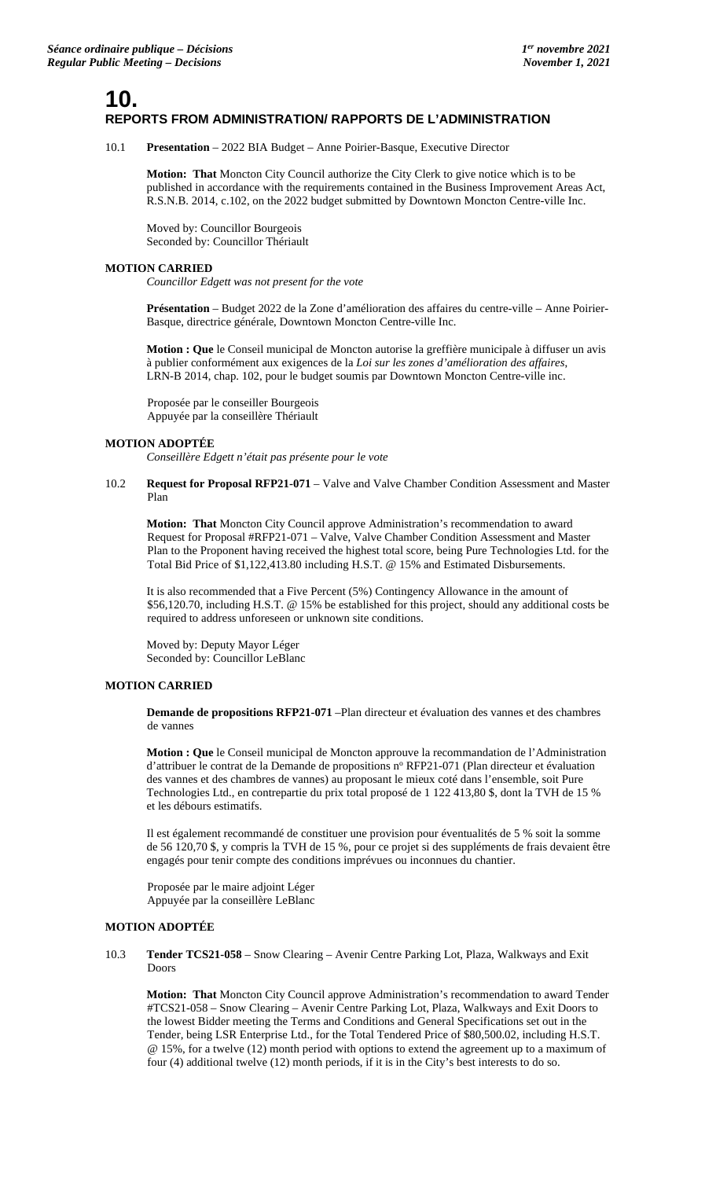# 10.

## REPORTS FROM ADMINISTRATION/ RAPPORTS DE L'ADMINISTRATION

10.1 **Presentation** – 2022 BIA Budget – Anne Poirier-Basque, Executive Director

**Motion: That** Moncton City Council authorize the City Clerk to give notice which is to be published in accordance with the requirements contained in the Business Improvement Areas Act, R.S.N.B. 2014, c.102, on the 2022 budget submitted by Downtown Moncton Centre-ville Inc.

Moved by: Councillor Bourgeois
Seconded by: Councillor Thériault

**MOTION CARRIED**

*Councillor Edgett was not present for the vote*

**Présentation** – Budget 2022 de la Zone d'amélioration des affaires du centre-ville – Anne Poirier-Basque, directrice générale, Downtown Moncton Centre-ville Inc.

**Motion : Que** le Conseil municipal de Moncton autorise la greffière municipale à diffuser un avis à publier conformément aux exigences de la *Loi sur les zones d'amélioration des affaires*, LRN-B 2014, chap. 102, pour le budget soumis par Downtown Moncton Centre-ville inc.

Proposée par le conseiller Bourgeois
Appuyée par la conseillère Thériault

**MOTION ADOPTÉE**

*Conseillère Edgett n'était pas présente pour le vote*

10.2 **Request for Proposal RFP21-071** – Valve and Valve Chamber Condition Assessment and Master Plan

**Motion: That** Moncton City Council approve Administration's recommendation to award Request for Proposal #RFP21-071 – Valve, Valve Chamber Condition Assessment and Master Plan to the Proponent having received the highest total score, being Pure Technologies Ltd. for the Total Bid Price of $1,122,413.80 including H.S.T. @ 15% and Estimated Disbursements.

It is also recommended that a Five Percent (5%) Contingency Allowance in the amount of $56,120.70, including H.S.T. @ 15% be established for this project, should any additional costs be required to address unforeseen or unknown site conditions.

Moved by: Deputy Mayor Léger
Seconded by: Councillor LeBlanc

**MOTION CARRIED**

**Demande de propositions RFP21-071** –Plan directeur et évaluation des vannes et des chambres de vannes

**Motion : Que** le Conseil municipal de Moncton approuve la recommandation de l'Administration d'attribuer le contrat de la Demande de propositions n° RFP21-071 (Plan directeur et évaluation des vannes et des chambres de vannes) au proposant le mieux coté dans l'ensemble, soit Pure Technologies Ltd., en contrepartie du prix total proposé de 1 122 413,80 $, dont la TVH de 15 % et les débours estimatifs.

Il est également recommandé de constituer une provision pour éventualités de 5 % soit la somme de 56 120,70 $, y compris la TVH de 15 %, pour ce projet si des suppléments de frais devaient être engagés pour tenir compte des conditions imprévues ou inconnues du chantier.

Proposée par le maire adjoint Léger
Appuyée par la conseillère LeBlanc

**MOTION ADOPTÉE**

10.3 **Tender TCS21-058** – Snow Clearing – Avenir Centre Parking Lot, Plaza, Walkways and Exit Doors

**Motion: That** Moncton City Council approve Administration's recommendation to award Tender #TCS21-058 – Snow Clearing – Avenir Centre Parking Lot, Plaza, Walkways and Exit Doors to the lowest Bidder meeting the Terms and Conditions and General Specifications set out in the Tender, being LSR Enterprise Ltd., for the Total Tendered Price of $80,500.02, including H.S.T. @ 15%, for a twelve (12) month period with options to extend the agreement up to a maximum of four (4) additional twelve (12) month periods, if it is in the City's best interests to do so.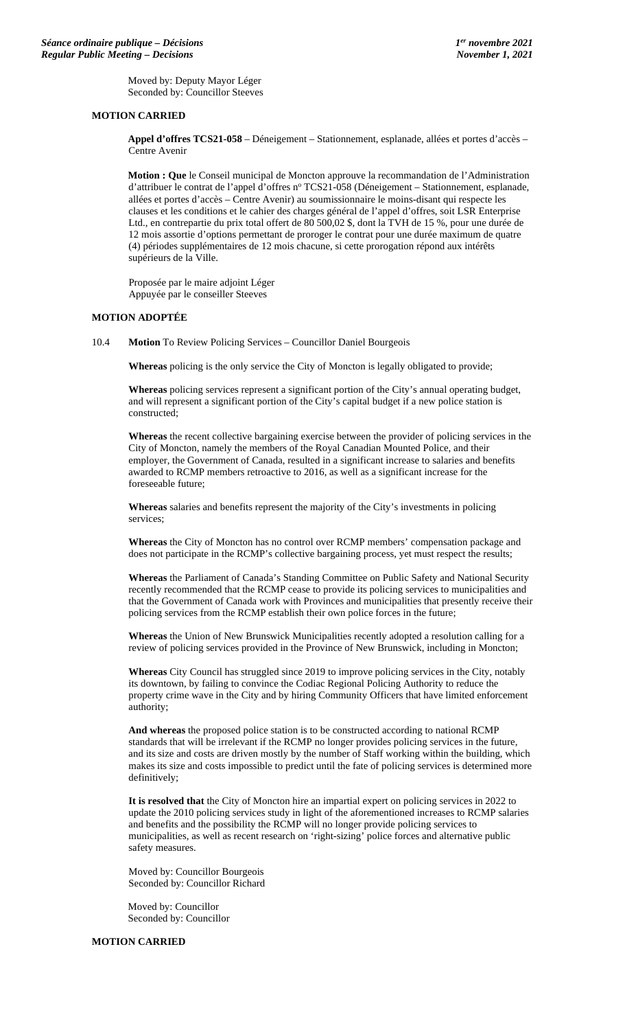Moved by: Deputy Mayor Léger
Seconded by: Councillor Steeves

**MOTION CARRIED**

**Appel d'offres TCS21-058** – Déneigement – Stationnement, esplanade, allées et portes d'accès – Centre Avenir

**Motion : Que** le Conseil municipal de Moncton approuve la recommandation de l'Administration d'attribuer le contrat de l'appel d'offres nº TCS21-058 (Déneigement – Stationnement, esplanade, allées et portes d'accès – Centre Avenir) au soumissionnaire le moins-disant qui respecte les clauses et les conditions et le cahier des charges général de l'appel d'offres, soit LSR Enterprise Ltd., en contrepartie du prix total offert de 80 500,02 $, dont la TVH de 15 %, pour une durée de 12 mois assortie d'options permettant de proroger le contrat pour une durée maximum de quatre (4) périodes supplémentaires de 12 mois chacune, si cette prorogation répond aux intérêts supérieurs de la Ville.

Proposée par le maire adjoint Léger
Appuyée par le conseiller Steeves

**MOTION ADOPTÉE**

10.4 **Motion** To Review Policing Services – Councillor Daniel Bourgeois

**Whereas** policing is the only service the City of Moncton is legally obligated to provide;

**Whereas** policing services represent a significant portion of the City's annual operating budget, and will represent a significant portion of the City's capital budget if a new police station is constructed;

**Whereas** the recent collective bargaining exercise between the provider of policing services in the City of Moncton, namely the members of the Royal Canadian Mounted Police, and their employer, the Government of Canada, resulted in a significant increase to salaries and benefits awarded to RCMP members retroactive to 2016, as well as a significant increase for the foreseeable future;

**Whereas** salaries and benefits represent the majority of the City's investments in policing services;

**Whereas** the City of Moncton has no control over RCMP members' compensation package and does not participate in the RCMP's collective bargaining process, yet must respect the results;

**Whereas** the Parliament of Canada's Standing Committee on Public Safety and National Security recently recommended that the RCMP cease to provide its policing services to municipalities and that the Government of Canada work with Provinces and municipalities that presently receive their policing services from the RCMP establish their own police forces in the future;

**Whereas** the Union of New Brunswick Municipalities recently adopted a resolution calling for a review of policing services provided in the Province of New Brunswick, including in Moncton;

**Whereas** City Council has struggled since 2019 to improve policing services in the City, notably its downtown, by failing to convince the Codiac Regional Policing Authority to reduce the property crime wave in the City and by hiring Community Officers that have limited enforcement authority;

**And whereas** the proposed police station is to be constructed according to national RCMP standards that will be irrelevant if the RCMP no longer provides policing services in the future, and its size and costs are driven mostly by the number of Staff working within the building, which makes its size and costs impossible to predict until the fate of policing services is determined more definitively;

**It is resolved that** the City of Moncton hire an impartial expert on policing services in 2022 to update the 2010 policing services study in light of the aforementioned increases to RCMP salaries and benefits and the possibility the RCMP will no longer provide policing services to municipalities, as well as recent research on 'right-sizing' police forces and alternative public safety measures.

Moved by: Councillor Bourgeois
Seconded by: Councillor Richard

Moved by: Councillor
Seconded by: Councillor

**MOTION CARRIED**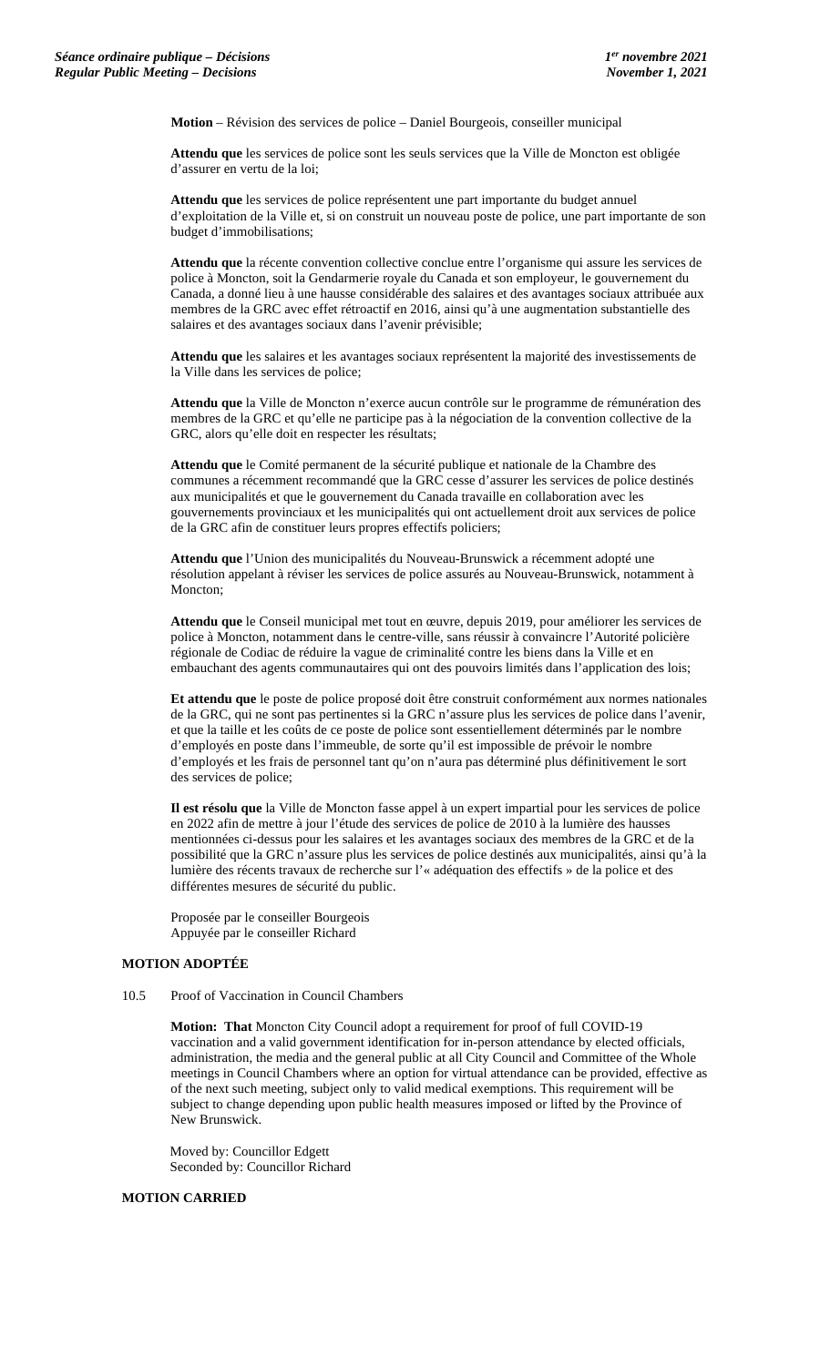**Motion** – Révision des services de police – Daniel Bourgeois, conseiller municipal

**Attendu que** les services de police sont les seuls services que la Ville de Moncton est obligée d'assurer en vertu de la loi;

**Attendu que** les services de police représentent une part importante du budget annuel d'exploitation de la Ville et, si on construit un nouveau poste de police, une part importante de son budget d'immobilisations;

**Attendu que** la récente convention collective conclue entre l'organisme qui assure les services de police à Moncton, soit la Gendarmerie royale du Canada et son employeur, le gouvernement du Canada, a donné lieu à une hausse considérable des salaires et des avantages sociaux attribuée aux membres de la GRC avec effet rétroactif en 2016, ainsi qu'à une augmentation substantielle des salaires et des avantages sociaux dans l'avenir prévisible;

**Attendu que** les salaires et les avantages sociaux représentent la majorité des investissements de la Ville dans les services de police;

**Attendu que** la Ville de Moncton n'exerce aucun contrôle sur le programme de rémunération des membres de la GRC et qu'elle ne participe pas à la négociation de la convention collective de la GRC, alors qu'elle doit en respecter les résultats;

**Attendu que** le Comité permanent de la sécurité publique et nationale de la Chambre des communes a récemment recommandé que la GRC cesse d'assurer les services de police destinés aux municipalités et que le gouvernement du Canada travaille en collaboration avec les gouvernements provinciaux et les municipalités qui ont actuellement droit aux services de police de la GRC afin de constituer leurs propres effectifs policiers;

**Attendu que** l'Union des municipalités du Nouveau-Brunswick a récemment adopté une résolution appelant à réviser les services de police assurés au Nouveau-Brunswick, notamment à Moncton;

**Attendu que** le Conseil municipal met tout en œuvre, depuis 2019, pour améliorer les services de police à Moncton, notamment dans le centre-ville, sans réussir à convaincre l'Autorité policière régionale de Codiac de réduire la vague de criminalité contre les biens dans la Ville et en embauchant des agents communautaires qui ont des pouvoirs limités dans l'application des lois;

**Et attendu que** le poste de police proposé doit être construit conformément aux normes nationales de la GRC, qui ne sont pas pertinentes si la GRC n'assure plus les services de police dans l'avenir, et que la taille et les coûts de ce poste de police sont essentiellement déterminés par le nombre d'employés en poste dans l'immeuble, de sorte qu'il est impossible de prévoir le nombre d'employés et les frais de personnel tant qu'on n'aura pas déterminé plus définitivement le sort des services de police;

**Il est résolu que** la Ville de Moncton fasse appel à un expert impartial pour les services de police en 2022 afin de mettre à jour l'étude des services de police de 2010 à la lumière des hausses mentionnées ci-dessus pour les salaires et les avantages sociaux des membres de la GRC et de la possibilité que la GRC n'assure plus les services de police destinés aux municipalités, ainsi qu'à la lumière des récents travaux de recherche sur l'« adéquation des effectifs » de la police et des différentes mesures de sécurité du public.

Proposée par le conseiller Bourgeois
Appuyée par le conseiller Richard

**MOTION ADOPTÉE**

10.5 Proof of Vaccination in Council Chambers

**Motion: That** Moncton City Council adopt a requirement for proof of full COVID-19 vaccination and a valid government identification for in-person attendance by elected officials, administration, the media and the general public at all City Council and Committee of the Whole meetings in Council Chambers where an option for virtual attendance can be provided, effective as of the next such meeting, subject only to valid medical exemptions. This requirement will be subject to change depending upon public health measures imposed or lifted by the Province of New Brunswick.

Moved by: Councillor Edgett
Seconded by: Councillor Richard

**MOTION CARRIED**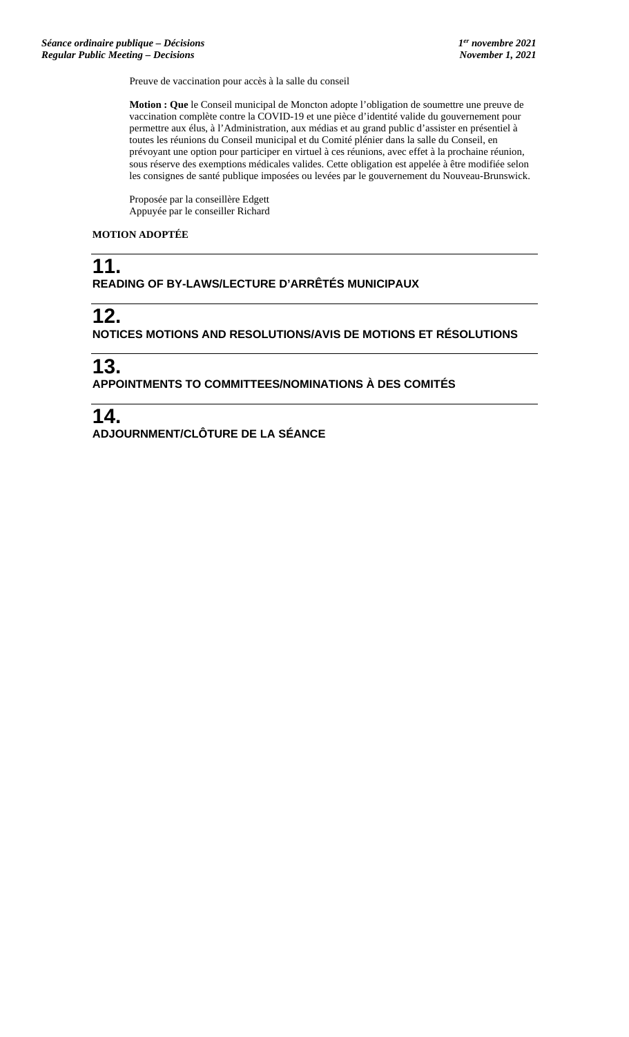Preuve de vaccination pour accès à la salle du conseil

**Motion : Que** le Conseil municipal de Moncton adopte l'obligation de soumettre une preuve de vaccination complète contre la COVID-19 et une pièce d'identité valide du gouvernement pour permettre aux élus, à l'Administration, aux médias et au grand public d'assister en présentiel à toutes les réunions du Conseil municipal et du Comité plénier dans la salle du Conseil, en prévoyant une option pour participer en virtuel à ces réunions, avec effet à la prochaine réunion, sous réserve des exemptions médicales valides. Cette obligation est appelée à être modifiée selon les consignes de santé publique imposées ou levées par le gouvernement du Nouveau-Brunswick.

Proposée par la conseillère Edgett
Appuyée par le conseiller Richard

**MOTION ADOPTÉE**

## 11.
**READING OF BY-LAWS/LECTURE D'ARRÊTÉS MUNICIPAUX**

## 12.
**NOTICES MOTIONS AND RESOLUTIONS/AVIS DE MOTIONS ET RÉSOLUTIONS**

## 13.
**APPOINTMENTS TO COMMITTEES/NOMINATIONS À DES COMITÉS**

## 14.
**ADJOURNMENT/CLÔTURE DE LA SÉANCE**